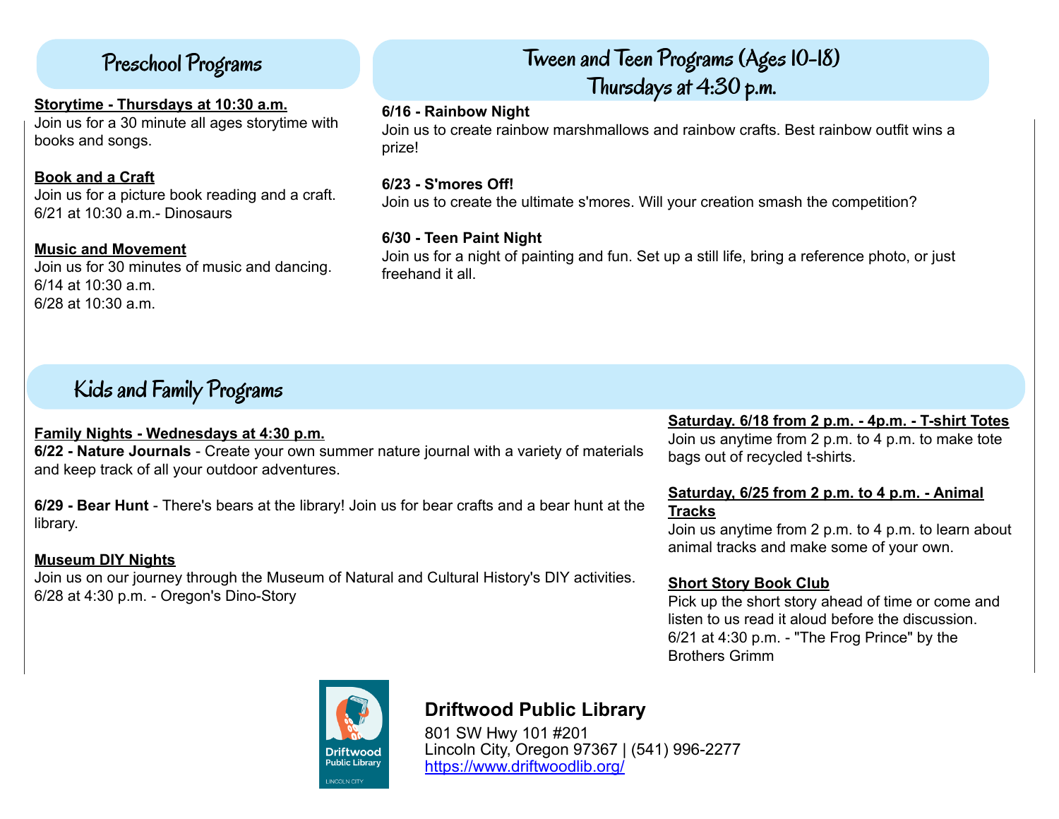## Preschool Programs

**Storytime - Thursdays at 10:30 a.m.**
Join us for a 30 minute all ages storytime with books and songs.

**Book and a Craft**
Join us for a picture book reading and a craft.
6/21 at 10:30 a.m.- Dinosaurs

**Music and Movement**
Join us for 30 minutes of music and dancing.
6/14 at 10:30 a.m.
6/28 at 10:30 a.m.

## Tween and Teen Programs (Ages 10-18) Thursdays at 4:30 p.m.

**6/16 - Rainbow Night**
Join us to create rainbow marshmallows and rainbow crafts. Best rainbow outfit wins a prize!

**6/23 - S'mores Off!**
Join us to create the ultimate s'mores. Will your creation smash the competition?

**6/30 - Teen Paint Night**
Join us for a night of painting and fun. Set up a still life, bring a reference photo, or just freehand it all.

## Kids and Family Programs

**Family Nights - Wednesdays at 4:30 p.m.**
**6/22 - Nature Journals** - Create your own summer nature journal with a variety of materials and keep track of all your outdoor adventures.

**6/29 - Bear Hunt** - There's bears at the library! Join us for bear crafts and a bear hunt at the library.

**Museum DIY Nights**
Join us on our journey through the Museum of Natural and Cultural History's DIY activities.
6/28 at 4:30 p.m. - Oregon's Dino-Story

**Saturday. 6/18 from 2 p.m. - 4p.m. - T-shirt Totes**
Join us anytime from 2 p.m. to 4 p.m. to make tote bags out of recycled t-shirts.

**Saturday, 6/25 from 2 p.m. to 4 p.m. - Animal Tracks**
Join us anytime from 2 p.m. to 4 p.m. to learn about animal tracks and make some of your own.

**Short Story Book Club**
Pick up the short story ahead of time or come and listen to us read it aloud before the discussion.
6/21 at 4:30 p.m. - "The Frog Prince" by the Brothers Grimm

**Driftwood Public Library**
801 SW Hwy 101 #201
Lincoln City, Oregon 97367 | (541) 996-2277
https://www.driftwoodlib.org/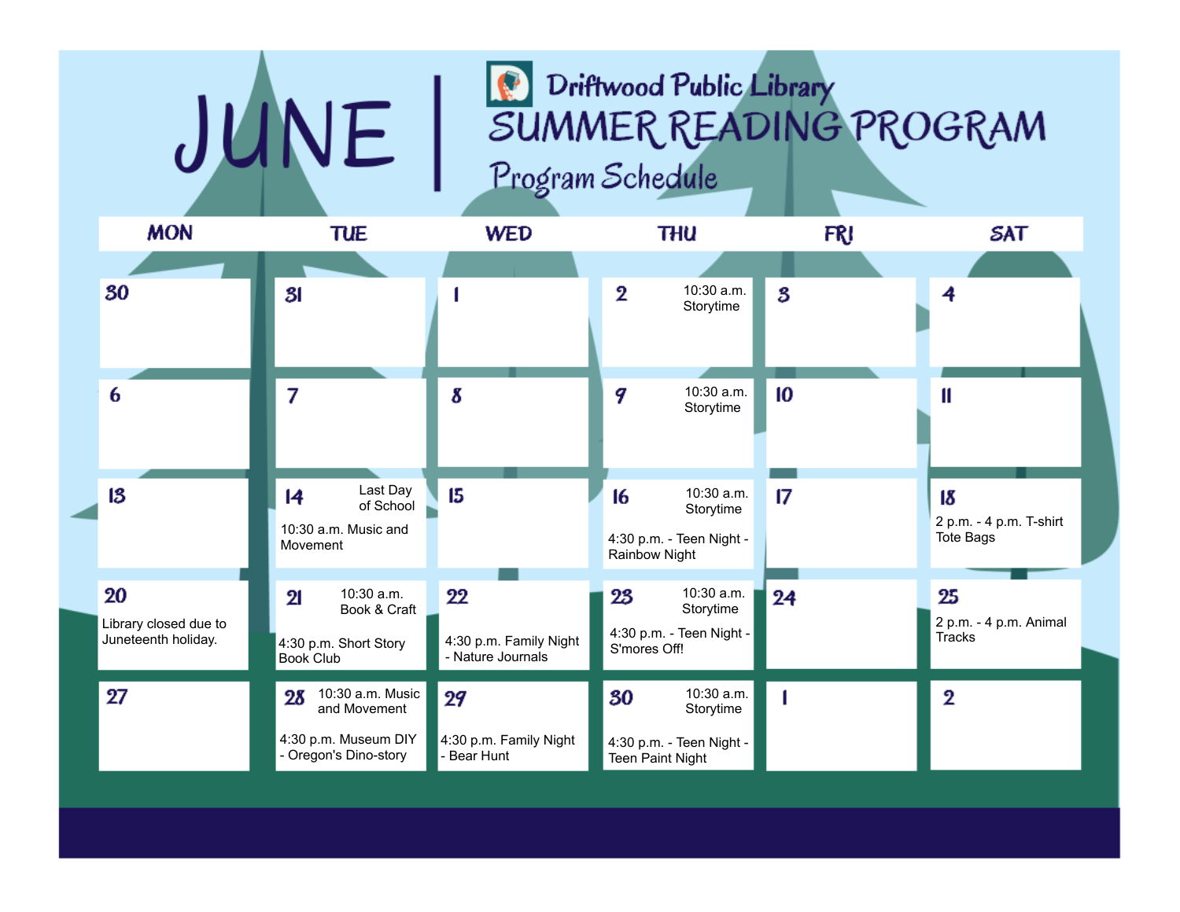# JUNE | Driftwood Public Library

## SUMMER READING PROGRAM

### Program Schedule

| MON | TUE | WED | THU | FRI | SAT |
|---|---|---|---|---|---|
| 30 | 31 | 1 | 2<br>10:30 a.m. Storytime | 3 | 4 |
| 6 | 7 | 8 | 9<br>10:30 a.m. Storytime | 10 | 11 |
| 13 | 14<br>Last Day of School<br>10:30 a.m. Music and Movement | 15 | 16<br>10:30 a.m. Storytime<br>4:30 p.m. - Teen Night - Rainbow Night | 17 | 18<br>2 p.m. - 4 p.m. T-shirt Tote Bags |
| 20<br>Library closed due to Juneteenth holiday. | 21<br>10:30 a.m. Book & Craft<br>4:30 p.m. Short Story Book Club | 22<br>4:30 p.m. Family Night - Nature Journals | 23<br>10:30 a.m. Storytime<br>4:30 p.m. - Teen Night - S'mores Off! | 24 | 25<br>2 p.m. - 4 p.m. Animal Tracks |
| 27 | 28<br>10:30 a.m. Music and Movement<br>4:30 p.m. Museum DIY - Oregon's Dino-story | 29<br>4:30 p.m. Family Night - Bear Hunt | 30<br>10:30 a.m. Storytime<br>4:30 p.m. - Teen Night - Teen Paint Night | 1 | 2 |